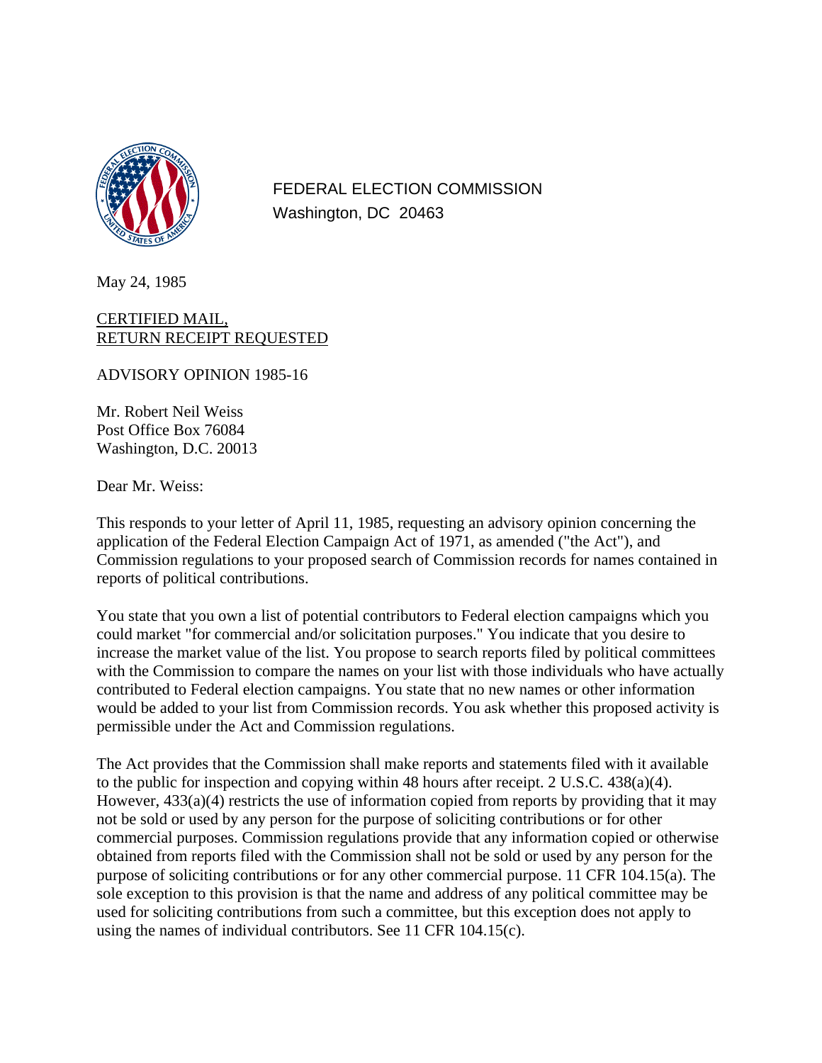FEDERAL ELECTION COMMISSION
Washington, DC 20463

May 24, 1985

<u>CERTIFIED MAIL,</u>
<u>RETURN RECEIPT REQUESTED</u>

ADVISORY OPINION 1985-16

Mr. Robert Neil Weiss
Post Office Box 76084
Washington, D.C. 20013

Dear Mr. Weiss:

This responds to your letter of April 11, 1985, requesting an advisory opinion concerning the application of the Federal Election Campaign Act of 1971, as amended ("the Act"), and Commission regulations to your proposed search of Commission records for names contained in reports of political contributions.

You state that you own a list of potential contributors to Federal election campaigns which you could market "for commercial and/or solicitation purposes." You indicate that you desire to increase the market value of the list. You propose to search reports filed by political committees with the Commission to compare the names on your list with those individuals who have actually contributed to Federal election campaigns. You state that no new names or other information would be added to your list from Commission records. You ask whether this proposed activity is permissible under the Act and Commission regulations.

The Act provides that the Commission shall make reports and statements filed with it available to the public for inspection and copying within 48 hours after receipt. 2 U.S.C. 438(a)(4). However, 433(a)(4) restricts the use of information copied from reports by providing that it may not be sold or used by any person for the purpose of soliciting contributions or for other commercial purposes. Commission regulations provide that any information copied or otherwise obtained from reports filed with the Commission shall not be sold or used by any person for the purpose of soliciting contributions or for any other commercial purpose. 11 CFR 104.15(a). The sole exception to this provision is that the name and address of any political committee may be used for soliciting contributions from such a committee, but this exception does not apply to using the names of individual contributors. See 11 CFR 104.15(c).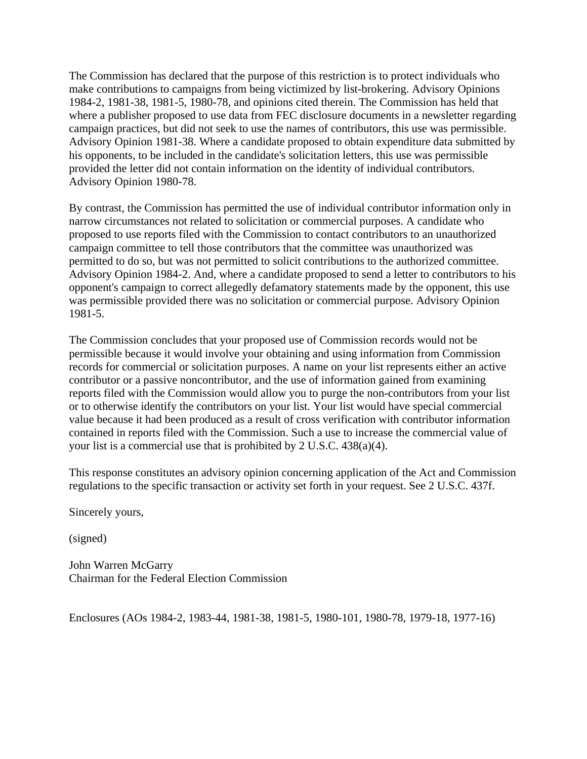The Commission has declared that the purpose of this restriction is to protect individuals who make contributions to campaigns from being victimized by list-brokering. Advisory Opinions 1984-2, 1981-38, 1981-5, 1980-78, and opinions cited therein. The Commission has held that where a publisher proposed to use data from FEC disclosure documents in a newsletter regarding campaign practices, but did not seek to use the names of contributors, this use was permissible. Advisory Opinion 1981-38. Where a candidate proposed to obtain expenditure data submitted by his opponents, to be included in the candidate's solicitation letters, this use was permissible provided the letter did not contain information on the identity of individual contributors. Advisory Opinion 1980-78.

By contrast, the Commission has permitted the use of individual contributor information only in narrow circumstances not related to solicitation or commercial purposes. A candidate who proposed to use reports filed with the Commission to contact contributors to an unauthorized campaign committee to tell those contributors that the committee was unauthorized was permitted to do so, but was not permitted to solicit contributions to the authorized committee. Advisory Opinion 1984-2. And, where a candidate proposed to send a letter to contributors to his opponent's campaign to correct allegedly defamatory statements made by the opponent, this use was permissible provided there was no solicitation or commercial purpose. Advisory Opinion 1981-5.

The Commission concludes that your proposed use of Commission records would not be permissible because it would involve your obtaining and using information from Commission records for commercial or solicitation purposes. A name on your list represents either an active contributor or a passive noncontributor, and the use of information gained from examining reports filed with the Commission would allow you to purge the non-contributors from your list or to otherwise identify the contributors on your list. Your list would have special commercial value because it had been produced as a result of cross verification with contributor information contained in reports filed with the Commission. Such a use to increase the commercial value of your list is a commercial use that is prohibited by 2 U.S.C. 438(a)(4).

This response constitutes an advisory opinion concerning application of the Act and Commission regulations to the specific transaction or activity set forth in your request. See 2 U.S.C. 437f.

Sincerely yours,

(signed)

John Warren McGarry
Chairman for the Federal Election Commission

Enclosures (AOs 1984-2, 1983-44, 1981-38, 1981-5, 1980-101, 1980-78, 1979-18, 1977-16)